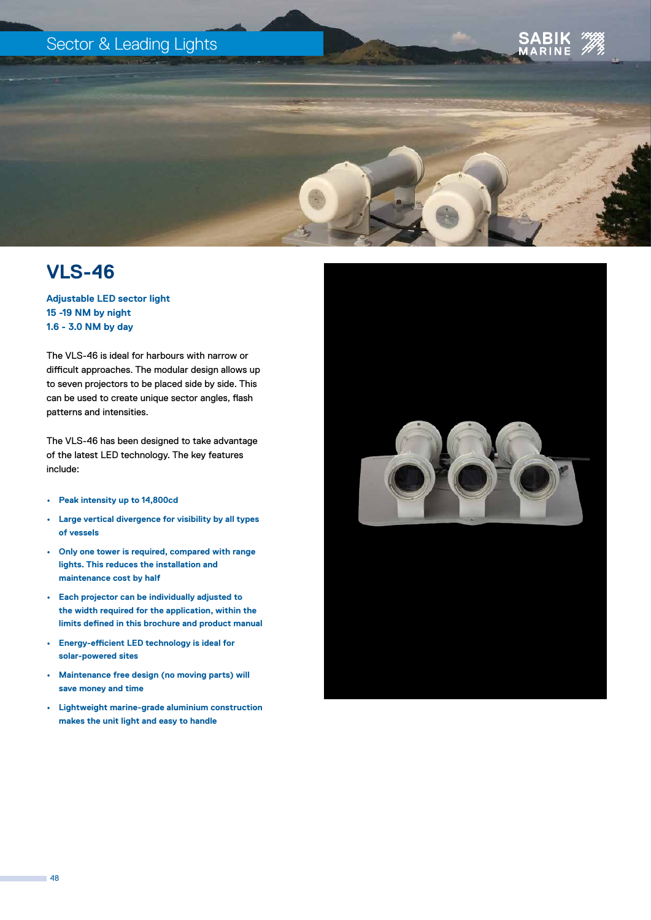# VLS-46

**Adjustable LED sector light**
**15 -19 NM by night**
**1.6 - 3.0 NM by day**

The VLS-46 is ideal for harbours with narrow or difficult approaches. The modular design allows up to seven projectors to be placed side by side. This can be used to create unique sector angles, flash patterns and intensities.

The VLS-46 has been designed to take advantage of the latest LED technology. The key features include:

- **Peak intensity up to 14,800cd**
- **Large vertical divergence for visibility by all types of vessels**
- **Only one tower is required, compared with range lights. This reduces the installation and maintenance cost by half**
- **Each projector can be individually adjusted to the width required for the application, within the limits defined in this brochure and product manual**
- **Energy-efficient LED technology is ideal for solar-powered sites**
- **Maintenance free design (no moving parts) will save money and time**
- **Lightweight marine-grade aluminium construction makes the unit light and easy to handle**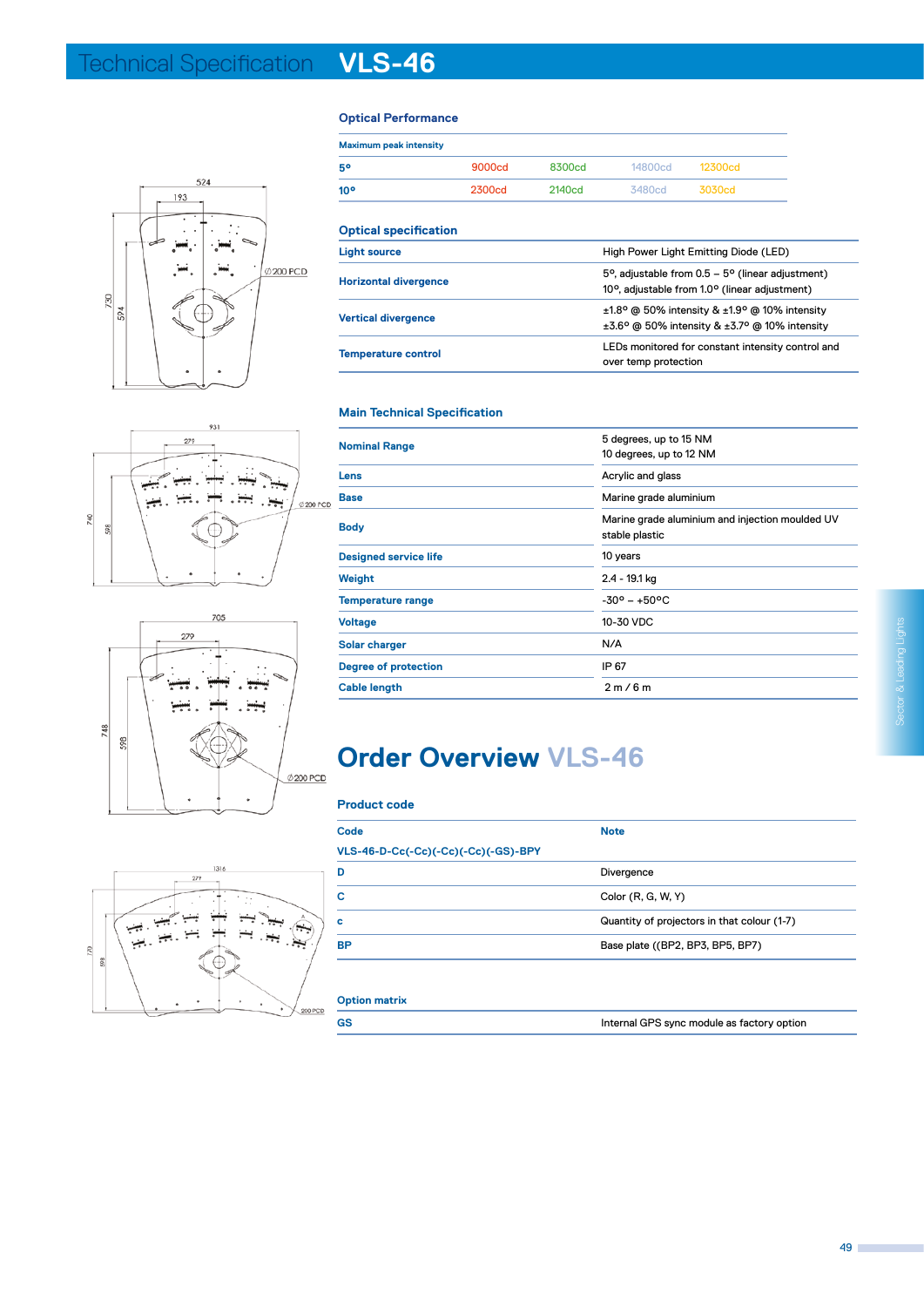# Technical Specification VLS-46

## Optical Performance

| Maximum peak intensity | | | | |
|---|---|---|---|---|
| 5° | 9000cd | 8300cd | 14800cd | 12300cd |
| 10° | 2300cd | 2140cd | 3480cd | 3030cd |

## Optical specification

| | |
|---|---|
| Light source | High Power Light Emitting Diode (LED) |
| Horizontal divergence | 5°, adjustable from 0.5 – 5° (linear adjustment)<br>10°, adjustable from 1.0° (linear adjustment) |
| Vertical divergence | ±1.8° @ 50% intensity & ±1.9° @ 10% intensity<br>±3.6° @ 50% intensity & ±3.7° @ 10% intensity |
| Temperature control | LEDs monitored for constant intensity control and over temp protection |

## Main Technical Specification

| | |
|---|---|
| Nominal Range | 5 degrees, up to 15 NM<br>10 degrees, up to 12 NM |
| Lens | Acrylic and glass |
| Base | Marine grade aluminium |
| Body | Marine grade aluminium and injection moulded UV stable plastic |
| Designed service life | 10 years |
| Weight | 2.4 - 19.1 kg |
| Temperature range | -30° – +50°C |
| Voltage | 10-30 VDC |
| Solar charger | N/A |
| Degree of protection | IP 67 |
| Cable length | 2 m / 6 m |

524
193
730
594
Ø200 PCD

931
279
740
598
Ø200 PCD

705
279
748
598
Ø200 PCD

1316
279
770
598
200 PCD

# Order Overview VLS-46

## Product code

| Code | Note |
|---|---|
| VLS-46-D-Cc(-Cc)(-Cc)(-Cc)(-GS)-BPY | |
| D | Divergence |
| C | Color (R, G, W, Y) |
| c | Quantity of projectors in that colour (1-7) |
| BP | Base plate ((BP2, BP3, BP5, BP7) |

## Option matrix

| | |
|---|---|
| GS | Internal GPS sync module as factory option |

Sector & Leading Lights